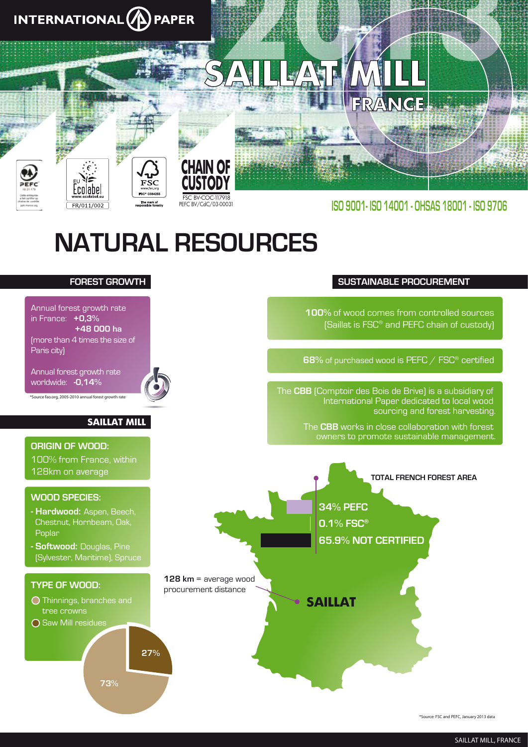INTERNATIONAL PAPER

# SAILLAT MILL

FRANCE

2013

FR/011/002

FSC® C084255

CHAIN OF CUSTODY

FSC BV-COC-117918
PEFC BV/CdC/03-00031

ISO 9001 - ISO 14001 - OHSAS 18001 - ISO 9706

# NATURAL RESOURCES

## FOREST GROWTH

Annual forest growth rate in France: **+0,3%** **+48 000 ha** (more than 4 times the size of Paris city)

Annual forest growth rate worldwide: **-0,14%**

*Source fao.org, 2005-2010 annual forest growth rate

## SAILLAT MILL

**ORIGIN OF WOOD:**
100% from France, within 128km on average

**WOOD SPECIES:**

- **Hardwood:** Aspen, Beech, Chestnut, Hornbeam, Oak, Poplar
- **Softwood:** Douglas, Pine (Sylvester, Maritime), Spruce

**TYPE OF WOOD:**

- Thinnings, branches and tree crowns
- Saw Mill residues

27%

73%

## SUSTAINABLE PROCUREMENT

**100%** of wood comes from controlled sources (Saillat is FSC® and PEFC chain of custody)

**68%** of purchased wood is PEFC / FSC® certified

The **CBB** (Comptoir des Bois de Brive) is a subsidiary of International Paper dedicated to local wood sourcing and forest harvesting.

The **CBB** works in close collaboration with forest owners to promote sustainable management.

**TOTAL FRENCH FOREST AREA**

**34% PEFC**

**0.1% FSC®**

**65.9% NOT CERTIFIED**

**128 km** = average wood procurement distance

**SAILLAT**

*Source: FSC and PEFC, January 2013 data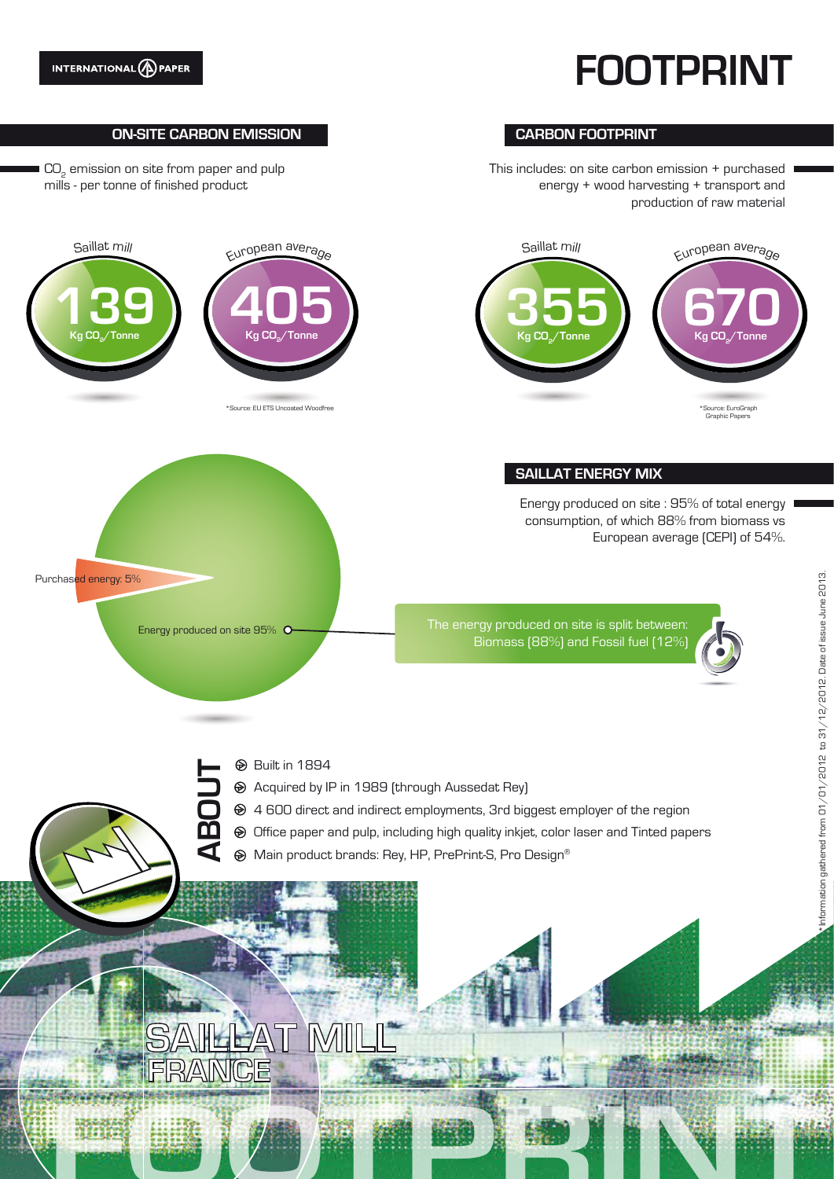INTERNATIONAL PAPER

# FOOTPRINT

## ON-SITE CARBON EMISSION

$CO_2$ emission on site from paper and pulp mills - per tonne of finished product

Saillat mill

139
Kg $CO_2$/Tonne

European average

405
Kg $CO_2$/Tonne

*Source: EU ETS Uncoated Woodfree

## CARBON FOOTPRINT

This includes: on site carbon emission + purchased energy + wood harvesting + transport and production of raw material

Saillat mill

355
Kg $CO_2$/Tonne

European average

670
Kg $CO_2$/Tonne

*Source: EuroGraph Graphic Papers

## SAILLAT ENERGY MIX

Energy produced on site : 95% of total energy consumption, of which 88% from biomass vs European average (CEPI) of 54%.

Purchased energy: 5%

Energy produced on site 95%

The energy produced on site is split between: Biomass (88%) and Fossil fuel (12%)

## ABOUT

- Built in 1894
- Acquired by IP in 1989 (through Aussedat Rey)
- 4 600 direct and indirect employments, 3rd biggest employer of the region
- Office paper and pulp, including high quality inkjet, color laser and Tinted papers
- Main product brands: Rey, HP, PrePrint-S, Pro Design®

SAILLAT MILL
FRANCE

FOOTPRINT

*Information gathered from 01/01/2012 to 31/12/2012. Date of issue June 2013.